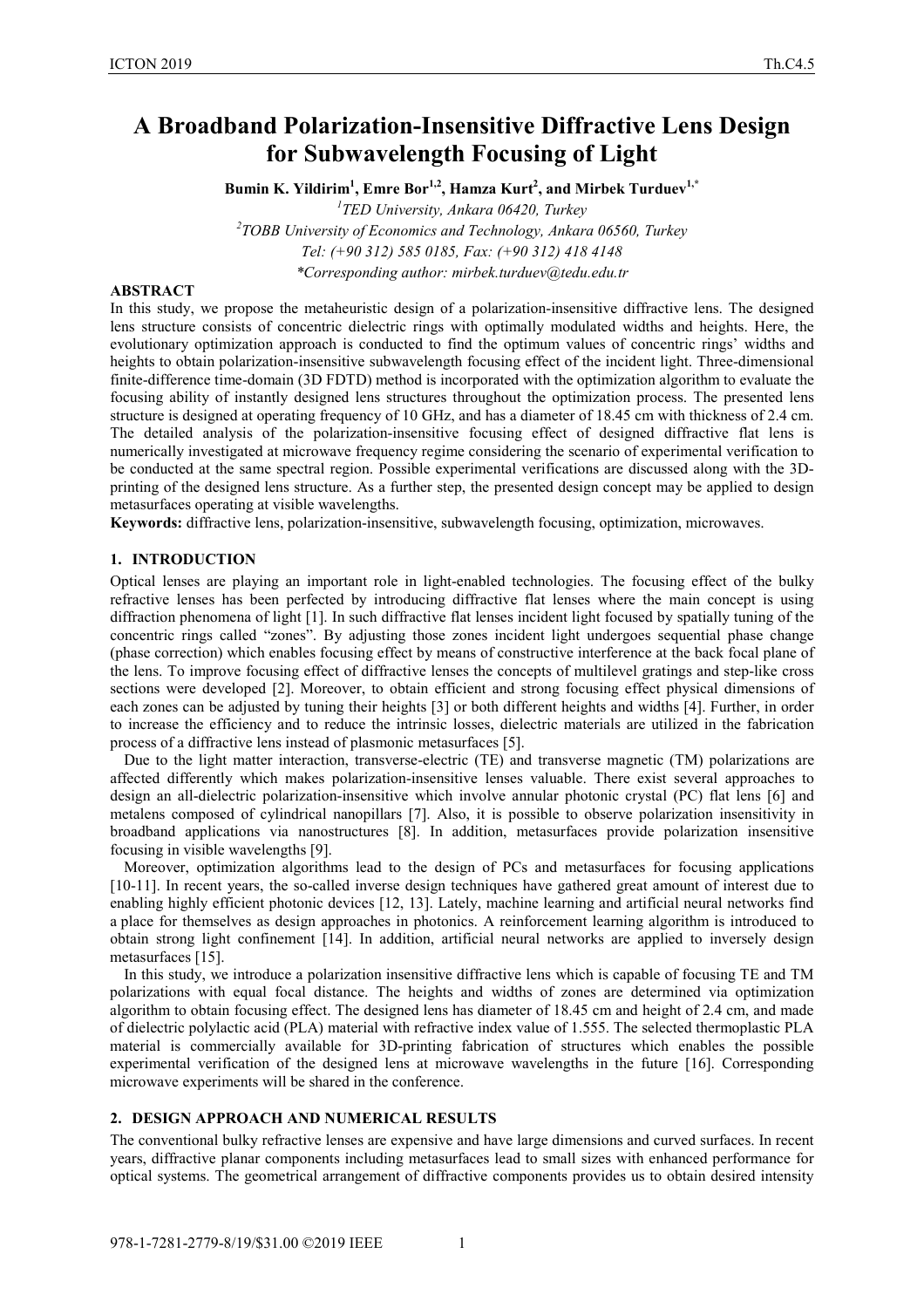# A Broadband Polarization-Insensitive Diffractive Lens Design for Subwavelength Focusing of Light

**Bumin K. Yildirim[1], Emre Bor[1,2], Hamza Kurt[2], and Mirbek Turduev[1,*]**

*[1]TED University, Ankara 06420, Turkey*

*[2]TOBB University of Economics and Technology, Ankara 06560, Turkey*

*Tel: (+90 312) 585 0185, Fax: (+90 312) 418 4148*

*\*Corresponding author: mirbek.turduev@tedu.edu.tr*

## ABSTRACT

In this study, we propose the metaheuristic design of a polarization-insensitive diffractive lens. The designed lens structure consists of concentric dielectric rings with optimally modulated widths and heights. Here, the evolutionary optimization approach is conducted to find the optimum values of concentric rings' widths and heights to obtain polarization-insensitive subwavelength focusing effect of the incident light. Three-dimensional finite-difference time-domain (3D FDTD) method is incorporated with the optimization algorithm to evaluate the focusing ability of instantly designed lens structures throughout the optimization process. The presented lens structure is designed at operating frequency of 10 GHz, and has a diameter of 18.45 cm with thickness of 2.4 cm. The detailed analysis of the polarization-insensitive focusing effect of designed diffractive flat lens is numerically investigated at microwave frequency regime considering the scenario of experimental verification to be conducted at the same spectral region. Possible experimental verifications are discussed along with the 3D-printing of the designed lens structure. As a further step, the presented design concept may be applied to design metasurfaces operating at visible wavelengths.

**Keywords:** diffractive lens, polarization-insensitive, subwavelength focusing, optimization, microwaves.

## 1. INTRODUCTION

Optical lenses are playing an important role in light-enabled technologies. The focusing effect of the bulky refractive lenses has been perfected by introducing diffractive flat lenses where the main concept is using diffraction phenomena of light [1]. In such diffractive flat lenses incident light focused by spatially tuning of the concentric rings called "zones". By adjusting those zones incident light undergoes sequential phase change (phase correction) which enables focusing effect by means of constructive interference at the back focal plane of the lens. To improve focusing effect of diffractive lenses the concepts of multilevel gratings and step-like cross sections were developed [2]. Moreover, to obtain efficient and strong focusing effect physical dimensions of each zones can be adjusted by tuning their heights [3] or both different heights and widths [4]. Further, in order to increase the efficiency and to reduce the intrinsic losses, dielectric materials are utilized in the fabrication process of a diffractive lens instead of plasmonic metasurfaces [5].

Due to the light matter interaction, transverse-electric (TE) and transverse magnetic (TM) polarizations are affected differently which makes polarization-insensitive lenses valuable. There exist several approaches to design an all-dielectric polarization-insensitive which involve annular photonic crystal (PC) flat lens [6] and metalens composed of cylindrical nanopillars [7]. Also, it is possible to observe polarization insensitivity in broadband applications via nanostructures [8]. In addition, metasurfaces provide polarization insensitive focusing in visible wavelengths [9].

Moreover, optimization algorithms lead to the design of PCs and metasurfaces for focusing applications [10-11]. In recent years, the so-called inverse design techniques have gathered great amount of interest due to enabling highly efficient photonic devices [12, 13]. Lately, machine learning and artificial neural networks find a place for themselves as design approaches in photonics. A reinforcement learning algorithm is introduced to obtain strong light confinement [14]. In addition, artificial neural networks are applied to inversely design metasurfaces [15].

In this study, we introduce a polarization insensitive diffractive lens which is capable of focusing TE and TM polarizations with equal focal distance. The heights and widths of zones are determined via optimization algorithm to obtain focusing effect. The designed lens has diameter of 18.45 cm and height of 2.4 cm, and made of dielectric polylactic acid (PLA) material with refractive index value of 1.555. The selected thermoplastic PLA material is commercially available for 3D-printing fabrication of structures which enables the possible experimental verification of the designed lens at microwave wavelengths in the future [16]. Corresponding microwave experiments will be shared in the conference.

## 2. DESIGN APPROACH AND NUMERICAL RESULTS

The conventional bulky refractive lenses are expensive and have large dimensions and curved surfaces. In recent years, diffractive planar components including metasurfaces lead to small sizes with enhanced performance for optical systems. The geometrical arrangement of diffractive components provides us to obtain desired intensity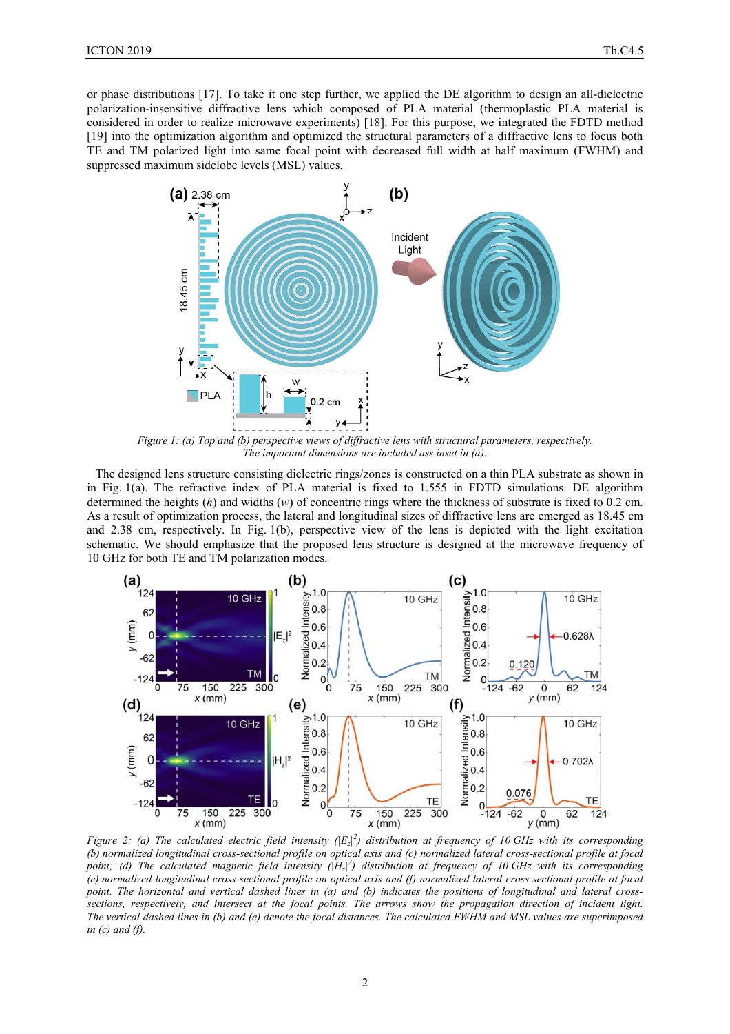or phase distributions [17]. To take it one step further, we applied the DE algorithm to design an all-dielectric polarization-insensitive diffractive lens which composed of PLA material (thermoplastic PLA material is considered in order to realize microwave experiments) [18]. For this purpose, we integrated the FDTD method [19] into the optimization algorithm and optimized the structural parameters of a diffractive lens to focus both TE and TM polarized light into same focal point with decreased full width at half maximum (FWHM) and suppressed maximum sidelobe levels (MSL) values.

*Figure 1: (a) Top and (b) perspective views of diffractive lens with structural parameters, respectively. The important dimensions are included ass inset in (a).*

The designed lens structure consisting dielectric rings/zones is constructed on a thin PLA substrate as shown in in Fig. 1(a). The refractive index of PLA material is fixed to 1.555 in FDTD simulations. DE algorithm determined the heights (*h*) and widths (*w*) of concentric rings where the thickness of substrate is fixed to 0.2 cm. As a result of optimization process, the lateral and longitudinal sizes of diffractive lens are emerged as 18.45 cm and 2.38 cm, respectively. In Fig. 1(b), perspective view of the lens is depicted with the light excitation schematic. We should emphasize that the proposed lens structure is designed at the microwave frequency of 10 GHz for both TE and TM polarization modes.

*Figure 2: (a) The calculated electric field intensity ($|E_z|^2$) distribution at frequency of 10 GHz with its corresponding (b) normalized longitudinal cross-sectional profile on optical axis and (c) normalized lateral cross-sectional profile at focal point; (d) The calculated magnetic field intensity ($|H_z|^2$) distribution at frequency of 10 GHz with its corresponding (e) normalized longitudinal cross-sectional profile on optical axis and (f) normalized lateral cross-sectional profile at focal point. The horizontal and vertical dashed lines in (a) and (b) indicates the positions of longitudinal and lateral cross-sections, respectively, and intersect at the focal points. The arrows show the propagation direction of incident light. The vertical dashed lines in (b) and (e) denote the focal distances. The calculated FWHM and MSL values are superimposed in (c) and (f).*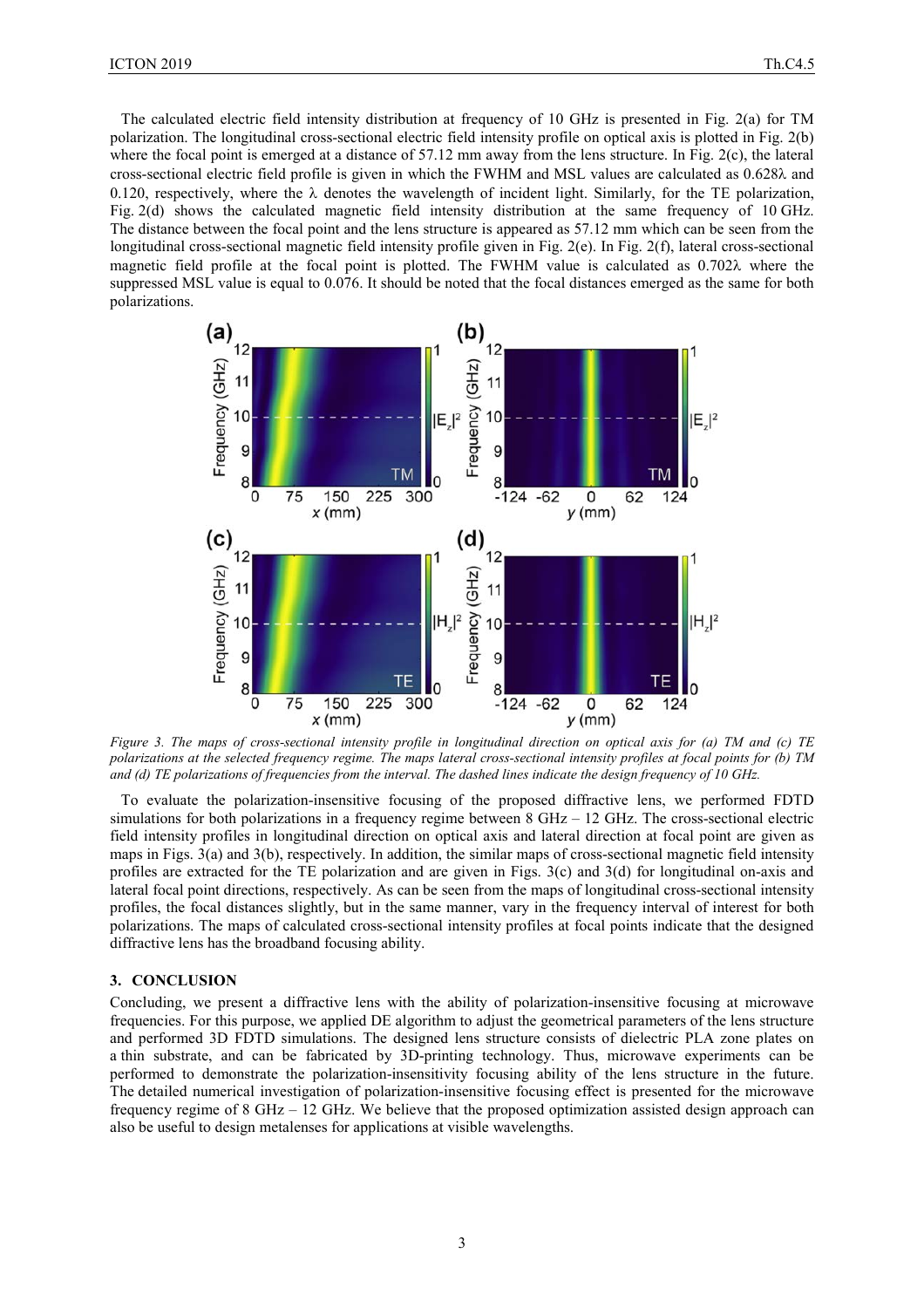The calculated electric field intensity distribution at frequency of 10 GHz is presented in Fig. 2(a) for TM polarization. The longitudinal cross-sectional electric field intensity profile on optical axis is plotted in Fig. 2(b) where the focal point is emerged at a distance of 57.12 mm away from the lens structure. In Fig. 2(c), the lateral cross-sectional electric field profile is given in which the FWHM and MSL values are calculated as 0.628λ and 0.120, respectively, where the λ denotes the wavelength of incident light. Similarly, for the TE polarization, Fig. 2(d) shows the calculated magnetic field intensity distribution at the same frequency of 10 GHz. The distance between the focal point and the lens structure is appeared as 57.12 mm which can be seen from the longitudinal cross-sectional magnetic field intensity profile given in Fig. 2(e). In Fig. 2(f), lateral cross-sectional magnetic field profile at the focal point is plotted. The FWHM value is calculated as 0.702λ where the suppressed MSL value is equal to 0.076. It should be noted that the focal distances emerged as the same for both polarizations.

*Figure 3. The maps of cross-sectional intensity profile in longitudinal direction on optical axis for (a) TM and (c) TE polarizations at the selected frequency regime. The maps lateral cross-sectional intensity profiles at focal points for (b) TM and (d) TE polarizations of frequencies from the interval. The dashed lines indicate the design frequency of 10 GHz.*

To evaluate the polarization-insensitive focusing of the proposed diffractive lens, we performed FDTD simulations for both polarizations in a frequency regime between 8 GHz – 12 GHz. The cross-sectional electric field intensity profiles in longitudinal direction on optical axis and lateral direction at focal point are given as maps in Figs. 3(a) and 3(b), respectively. In addition, the similar maps of cross-sectional magnetic field intensity profiles are extracted for the TE polarization and are given in Figs. 3(c) and 3(d) for longitudinal on-axis and lateral focal point directions, respectively. As can be seen from the maps of longitudinal cross-sectional intensity profiles, the focal distances slightly, but in the same manner, vary in the frequency interval of interest for both polarizations. The maps of calculated cross-sectional intensity profiles at focal points indicate that the designed diffractive lens has the broadband focusing ability.

## 3. CONCLUSION

Concluding, we present a diffractive lens with the ability of polarization-insensitive focusing at microwave frequencies. For this purpose, we applied DE algorithm to adjust the geometrical parameters of the lens structure and performed 3D FDTD simulations. The designed lens structure consists of dielectric PLA zone plates on a thin substrate, and can be fabricated by 3D-printing technology. Thus, microwave experiments can be performed to demonstrate the polarization-insensitivity focusing ability of the lens structure in the future. The detailed numerical investigation of polarization-insensitive focusing effect is presented for the microwave frequency regime of 8 GHz – 12 GHz. We believe that the proposed optimization assisted design approach can also be useful to design metalenses for applications at visible wavelengths.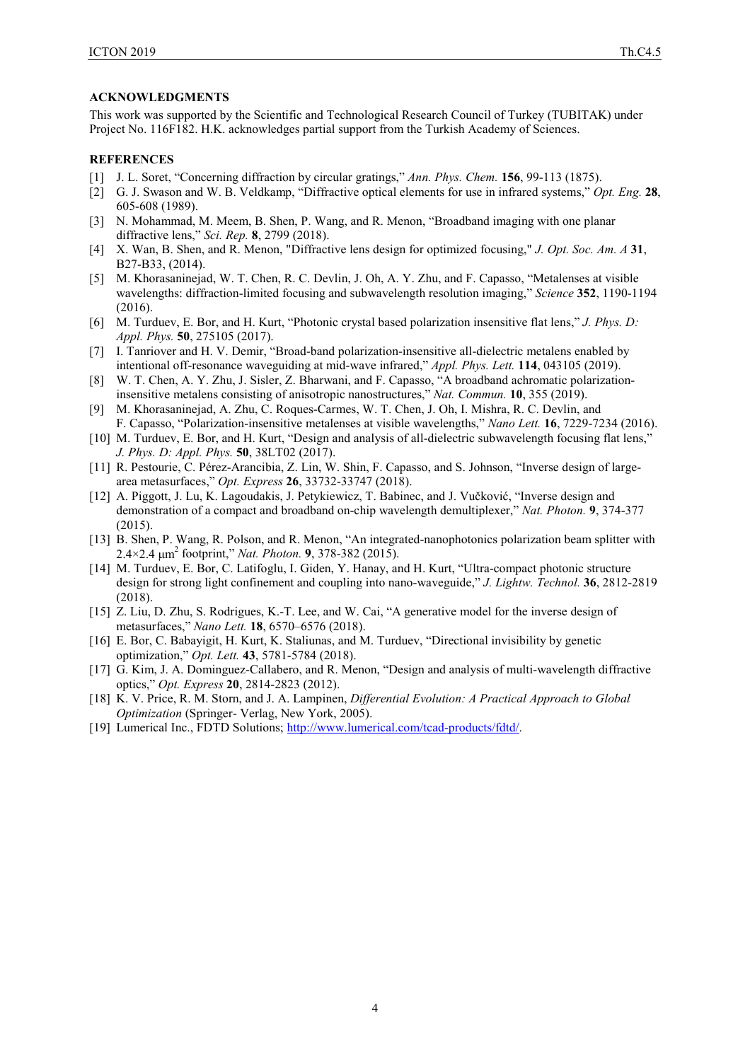## ACKNOWLEDGMENTS

This work was supported by the Scientific and Technological Research Council of Turkey (TUBITAK) under Project No. 116F182. H.K. acknowledges partial support from the Turkish Academy of Sciences.

## REFERENCES

[1] J. L. Soret, "Concerning diffraction by circular gratings," *Ann. Phys. Chem.* **156**, 99-113 (1875).

[2] G. J. Swason and W. B. Veldkamp, "Diffractive optical elements for use in infrared systems," *Opt. Eng.* **28**, 605-608 (1989).

[3] N. Mohammad, M. Meem, B. Shen, P. Wang, and R. Menon, "Broadband imaging with one planar diffractive lens," *Sci. Rep.* **8**, 2799 (2018).

[4] X. Wan, B. Shen, and R. Menon, "Diffractive lens design for optimized focusing," *J. Opt. Soc. Am. A* **31**, B27-B33, (2014).

[5] M. Khorasaninejad, W. T. Chen, R. C. Devlin, J. Oh, A. Y. Zhu, and F. Capasso, "Metalenses at visible wavelengths: diffraction-limited focusing and subwavelength resolution imaging," *Science* **352**, 1190-1194 (2016).

[6] M. Turduev, E. Bor, and H. Kurt, "Photonic crystal based polarization insensitive flat lens," *J. Phys. D: Appl. Phys.* **50**, 275105 (2017).

[7] I. Tanriover and H. V. Demir, "Broad-band polarization-insensitive all-dielectric metalens enabled by intentional off-resonance waveguiding at mid-wave infrared," *Appl. Phys. Lett.* **114**, 043105 (2019).

[8] W. T. Chen, A. Y. Zhu, J. Sisler, Z. Bharwani, and F. Capasso, "A broadband achromatic polarization-insensitive metalens consisting of anisotropic nanostructures," *Nat. Commun.* **10**, 355 (2019).

[9] M. Khorasaninejad, A. Zhu, C. Roques-Carmes, W. T. Chen, J. Oh, I. Mishra, R. C. Devlin, and F. Capasso, "Polarization-insensitive metalenses at visible wavelengths," *Nano Lett.* **16**, 7229-7234 (2016).

[10] M. Turduev, E. Bor, and H. Kurt, "Design and analysis of all-dielectric subwavelength focusing flat lens," *J. Phys. D: Appl. Phys.* **50**, 38LT02 (2017).

[11] R. Pestourie, C. Pérez-Arancibia, Z. Lin, W. Shin, F. Capasso, and S. Johnson, "Inverse design of large-area metasurfaces," *Opt. Express* **26**, 33732-33747 (2018).

[12] A. Piggott, J. Lu, K. Lagoudakis, J. Petykiewicz, T. Babinec, and J. Vučković, "Inverse design and demonstration of a compact and broadband on-chip wavelength demultiplexer," *Nat. Photon.* **9**, 374-377 (2015).

[13] B. Shen, P. Wang, R. Polson, and R. Menon, "An integrated-nanophotonics polarization beam splitter with $2.4\times2.4\ \mu m^2$ footprint," *Nat. Photon.* **9**, 378-382 (2015).

[14] M. Turduev, E. Bor, C. Latifoglu, I. Giden, Y. Hanay, and H. Kurt, "Ultra-compact photonic structure design for strong light confinement and coupling into nano-waveguide," *J. Lightw. Technol.* **36**, 2812-2819 (2018).

[15] Z. Liu, D. Zhu, S. Rodrigues, K.-T. Lee, and W. Cai, "A generative model for the inverse design of metasurfaces," *Nano Lett.* **18**, 6570–6576 (2018).

[16] E. Bor, C. Babayigit, H. Kurt, K. Staliunas, and M. Turduev, "Directional invisibility by genetic optimization," *Opt. Lett.* **43**, 5781-5784 (2018).

[17] G. Kim, J. A. Dominguez-Callabero, and R. Menon, "Design and analysis of multi-wavelength diffractive optics," *Opt. Express* **20**, 2814-2823 (2012).

[18] K. V. Price, R. M. Storn, and J. A. Lampinen, *Differential Evolution: A Practical Approach to Global Optimization* (Springer- Verlag, New York, 2005).

[19] Lumerical Inc., FDTD Solutions; http://www.lumerical.com/tcad-products/fdtd/.